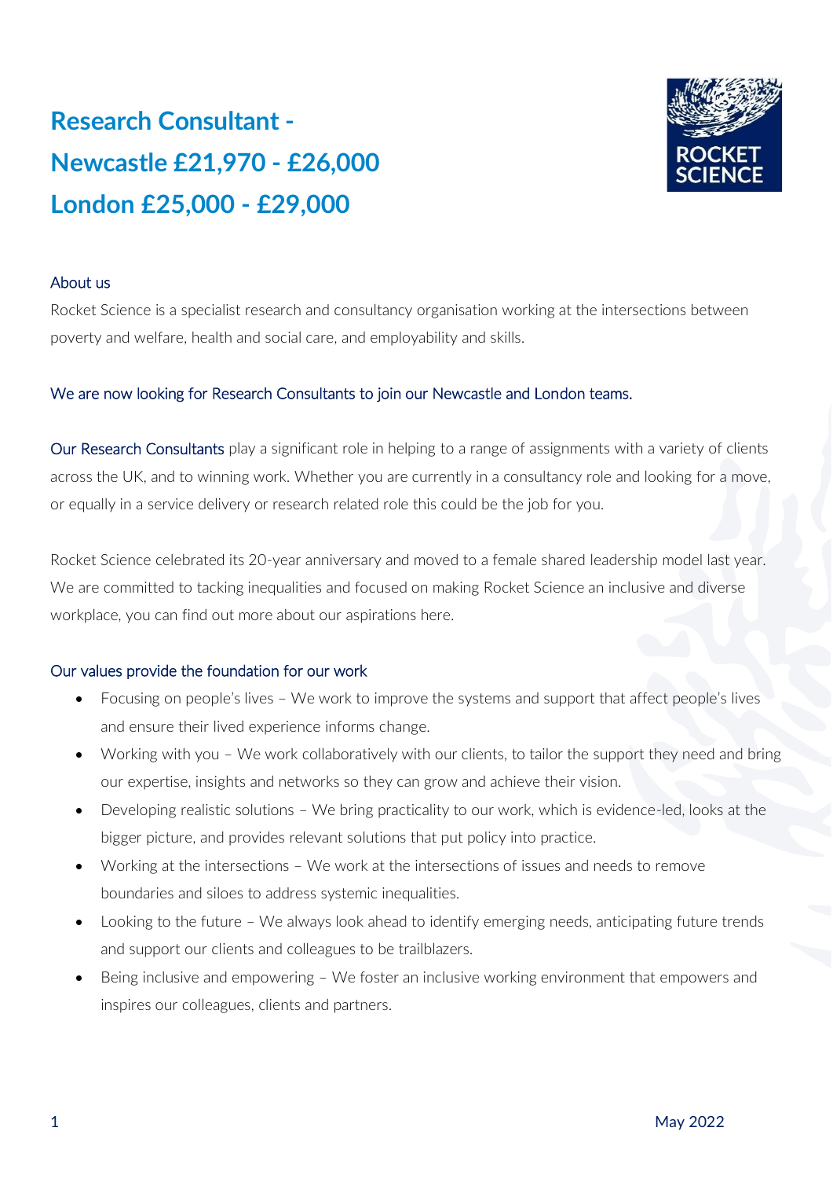# Research Consultant - Newcastle £21,970 - £26,000 London £25,000 - £29,000

## About us

Rocket Science is a specialist research and consultancy organisation working at the intersections between poverty and welfare, health and social care, and employability and skills.

We are now looking for Research Consultants to join our Newcastle and London teams.

Our Research Consultants play a significant role in helping to a range of assignments with a variety of clients across the UK, and to winning work. Whether you are currently in a consultancy role and looking for a move, or equally in a service delivery or research related role this could be the job for you.

Rocket Science celebrated its 20-year anniversary and moved to a female shared leadership model last year. We are committed to tacking inequalities and focused on making Rocket Science an inclusive and diverse workplace, you can find out more about our aspirations here.

## Our values provide the foundation for our work

- Focusing on people's lives – We work to improve the systems and support that affect people's lives and ensure their lived experience informs change.
- Working with you – We work collaboratively with our clients, to tailor the support they need and bring our expertise, insights and networks so they can grow and achieve their vision.
- Developing realistic solutions – We bring practicality to our work, which is evidence-led, looks at the bigger picture, and provides relevant solutions that put policy into practice.
- Working at the intersections – We work at the intersections of issues and needs to remove boundaries and siloes to address systemic inequalities.
- Looking to the future – We always look ahead to identify emerging needs, anticipating future trends and support our clients and colleagues to be trailblazers.
- Being inclusive and empowering – We foster an inclusive working environment that empowers and inspires our colleagues, clients and partners.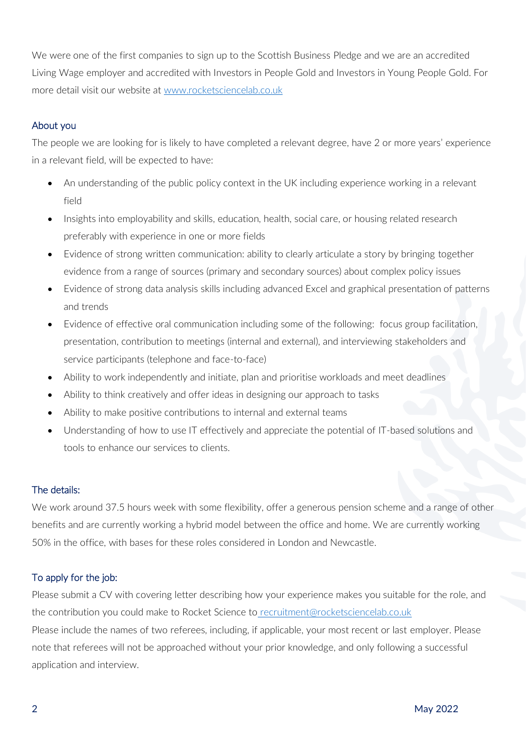We were one of the first companies to sign up to the Scottish Business Pledge and we are an accredited Living Wage employer and accredited with Investors in People Gold and Investors in Young People Gold. For more detail visit our website at [www.rocketsciencelab.co.uk](http://www.rocketsciencelab.co.uk)

## About you

The people we are looking for is likely to have completed a relevant degree, have 2 or more years' experience in a relevant field, will be expected to have:

- An understanding of the public policy context in the UK including experience working in a relevant field
- Insights into employability and skills, education, health, social care, or housing related research preferably with experience in one or more fields
- Evidence of strong written communication: ability to clearly articulate a story by bringing together evidence from a range of sources (primary and secondary sources) about complex policy issues
- Evidence of strong data analysis skills including advanced Excel and graphical presentation of patterns and trends
- Evidence of effective oral communication including some of the following: focus group facilitation, presentation, contribution to meetings (internal and external), and interviewing stakeholders and service participants (telephone and face-to-face)
- Ability to work independently and initiate, plan and prioritise workloads and meet deadlines
- Ability to think creatively and offer ideas in designing our approach to tasks
- Ability to make positive contributions to internal and external teams
- Understanding of how to use IT effectively and appreciate the potential of IT-based solutions and tools to enhance our services to clients.

## The details:

We work around 37.5 hours week with some flexibility, offer a generous pension scheme and a range of other benefits and are currently working a hybrid model between the office and home. We are currently working 50% in the office, with bases for these roles considered in London and Newcastle.

## To apply for the job:

Please submit a CV with covering letter describing how your experience makes you suitable for the role, and the contribution you could make to Rocket Science to [recruitment@rocketsciencelab.co.uk](mailto:recruitment@rocketsciencelab.co.uk)

Please include the names of two referees, including, if applicable, your most recent or last employer. Please note that referees will not be approached without your prior knowledge, and only following a successful application and interview.

May 2022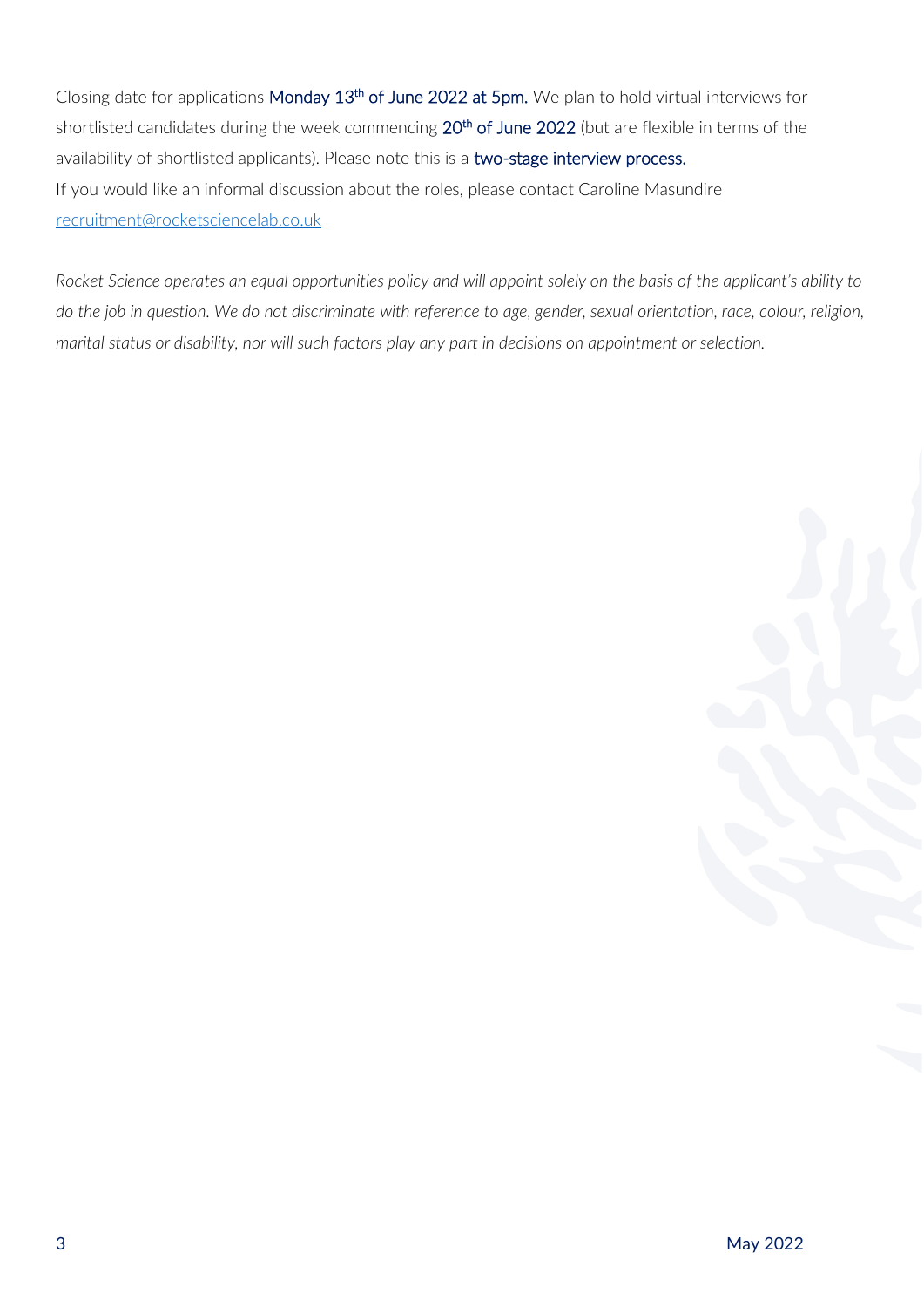Closing date for applications **Monday 13th of June 2022 at 5pm.** We plan to hold virtual interviews for shortlisted candidates during the week commencing **20th of June 2022** (but are flexible in terms of the availability of shortlisted applicants). Please note this is a **two-stage interview process.**

If you would like an informal discussion about the roles, please contact Caroline Masundire recruitment@rocketsciencelab.co.uk

*Rocket Science operates an equal opportunities policy and will appoint solely on the basis of the applicant's ability to do the job in question. We do not discriminate with reference to age, gender, sexual orientation, race, colour, religion, marital status or disability, nor will such factors play any part in decisions on appointment or selection.*